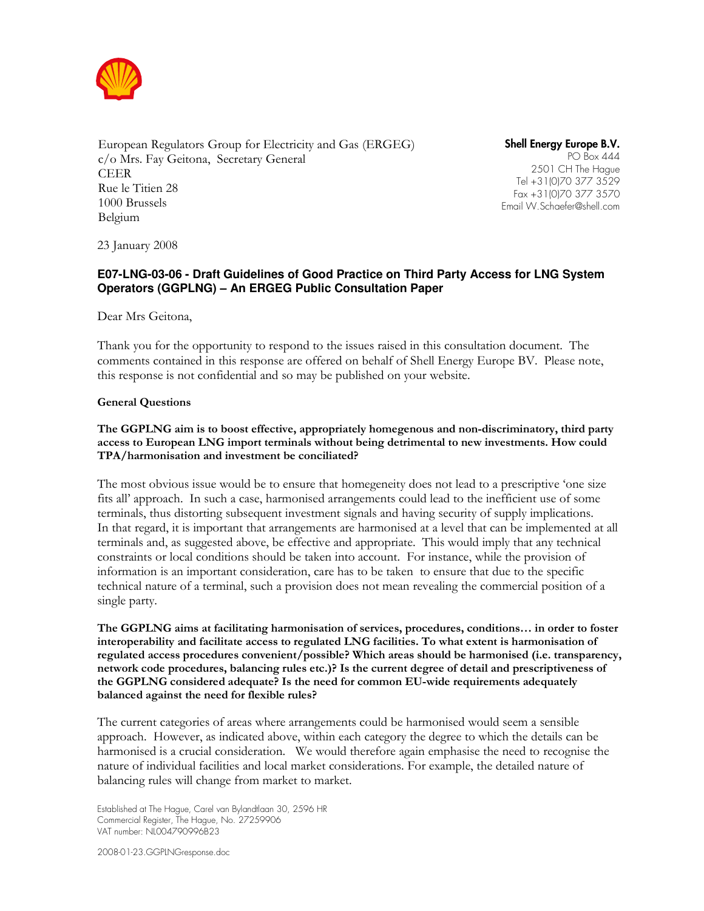European Regulators Group for Electricity and Gas (ERGEG)
c/o Mrs. Fay Geitona, Secretary General
CEER
Rue le Titien 28
1000 Brussels
Belgium

**Shell Energy Europe B.V.**
PO Box 444
2501 CH The Hague
Tel +31(0)70 377 3529
Fax +31(0)70 377 3570
Email W.Schaefer@shell.com

23 January 2008

### E07-LNG-03-06 - Draft Guidelines of Good Practice on Third Party Access for LNG System Operators (GGPLNG) – An ERGEG Public Consultation Paper

Dear Mrs Geitona,

Thank you for the opportunity to respond to the issues raised in this consultation document. The comments contained in this response are offered on behalf of Shell Energy Europe BV. Please note, this response is not confidential and so may be published on your website.

**General Questions**

**The GGPLNG aim is to boost effective, appropriately homegenous and non-discriminatory, third party access to European LNG import terminals without being detrimental to new investments. How could TPA/harmonisation and investment be conciliated?**

The most obvious issue would be to ensure that homegeneity does not lead to a prescriptive 'one size fits all' approach. In such a case, harmonised arrangements could lead to the inefficient use of some terminals, thus distorting subsequent investment signals and having security of supply implications. In that regard, it is important that arrangements are harmonised at a level that can be implemented at all terminals and, as suggested above, be effective and appropriate. This would imply that any technical constraints or local conditions should be taken into account. For instance, while the provision of information is an important consideration, care has to be taken to ensure that due to the specific technical nature of a terminal, such a provision does not mean revealing the commercial position of a single party.

**The GGPLNG aims at facilitating harmonisation of services, procedures, conditions… in order to foster interoperability and facilitate access to regulated LNG facilities. To what extent is harmonisation of regulated access procedures convenient/possible? Which areas should be harmonised (i.e. transparency, network code procedures, balancing rules etc.)? Is the current degree of detail and prescriptiveness of the GGPLNG considered adequate? Is the need for common EU-wide requirements adequately balanced against the need for flexible rules?**

The current categories of areas where arrangements could be harmonised would seem a sensible approach. However, as indicated above, within each category the degree to which the details can be harmonised is a crucial consideration. We would therefore again emphasise the need to recognise the nature of individual facilities and local market considerations. For example, the detailed nature of balancing rules will change from market to market.

Established at The Hague, Carel van Bylandtlaan 30, 2596 HR
Commercial Register, The Hague, No. 27259906
VAT number: NL004790996B23

2008-01-23.GGPLNGresponse.doc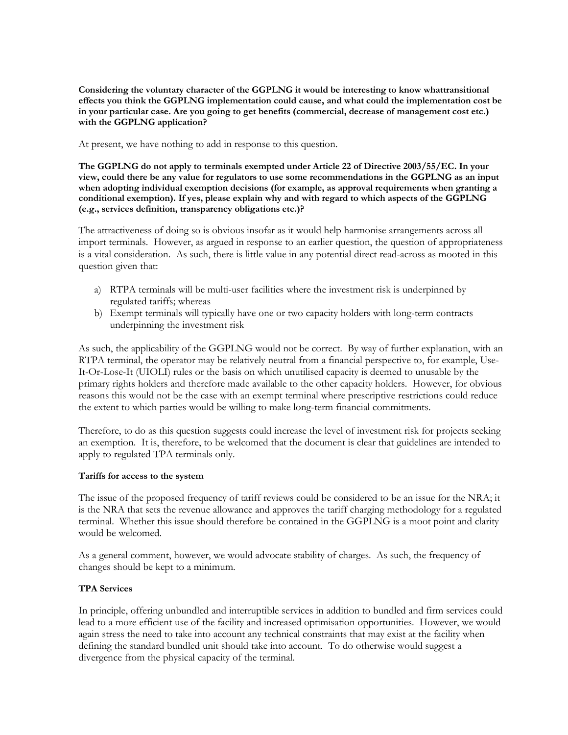**Considering the voluntary character of the GGPLNG it would be interesting to know whattransitional effects you think the GGPLNG implementation could cause, and what could the implementation cost be in your particular case. Are you going to get benefits (commercial, decrease of management cost etc.) with the GGPLNG application?**

At present, we have nothing to add in response to this question.

**The GGPLNG do not apply to terminals exempted under Article 22 of Directive 2003/55/EC. In your view, could there be any value for regulators to use some recommendations in the GGPLNG as an input when adopting individual exemption decisions (for example, as approval requirements when granting a conditional exemption). If yes, please explain why and with regard to which aspects of the GGPLNG (e.g., services definition, transparency obligations etc.)?**

The attractiveness of doing so is obvious insofar as it would help harmonise arrangements across all import terminals. However, as argued in response to an earlier question, the question of appropriateness is a vital consideration. As such, there is little value in any potential direct read-across as mooted in this question given that:

a) RTPA terminals will be multi-user facilities where the investment risk is underpinned by regulated tariffs; whereas
b) Exempt terminals will typically have one or two capacity holders with long-term contracts underpinning the investment risk

As such, the applicability of the GGPLNG would not be correct. By way of further explanation, with an RTPA terminal, the operator may be relatively neutral from a financial perspective to, for example, Use-It-Or-Lose-It (UIOLI) rules or the basis on which unutilised capacity is deemed to unusable by the primary rights holders and therefore made available to the other capacity holders. However, for obvious reasons this would not be the case with an exempt terminal where prescriptive restrictions could reduce the extent to which parties would be willing to make long-term financial commitments.

Therefore, to do as this question suggests could increase the level of investment risk for projects seeking an exemption. It is, therefore, to be welcomed that the document is clear that guidelines are intended to apply to regulated TPA terminals only.

**Tariffs for access to the system**

The issue of the proposed frequency of tariff reviews could be considered to be an issue for the NRA; it is the NRA that sets the revenue allowance and approves the tariff charging methodology for a regulated terminal. Whether this issue should therefore be contained in the GGPLNG is a moot point and clarity would be welcomed.

As a general comment, however, we would advocate stability of charges. As such, the frequency of changes should be kept to a minimum.

**TPA Services**

In principle, offering unbundled and interruptible services in addition to bundled and firm services could lead to a more efficient use of the facility and increased optimisation opportunities. However, we would again stress the need to take into account any technical constraints that may exist at the facility when defining the standard bundled unit should take into account. To do otherwise would suggest a divergence from the physical capacity of the terminal.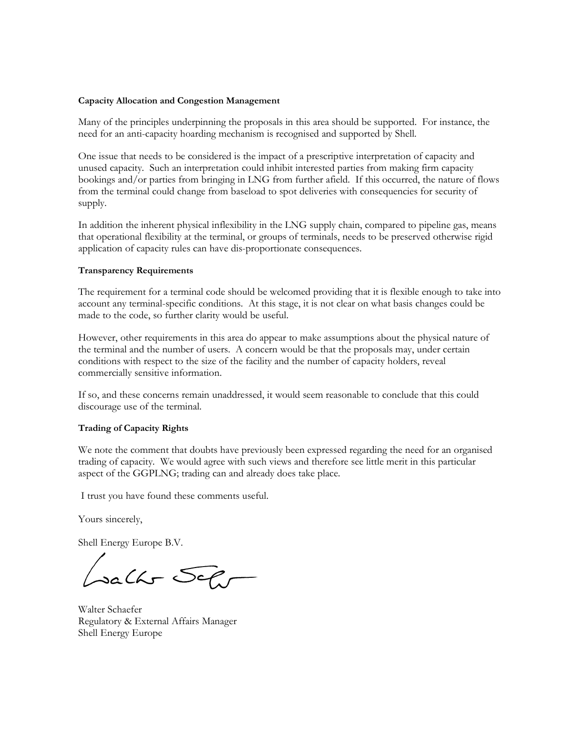**Capacity Allocation and Congestion Management**

Many of the principles underpinning the proposals in this area should be supported. For instance, the need for an anti-capacity hoarding mechanism is recognised and supported by Shell.

One issue that needs to be considered is the impact of a prescriptive interpretation of capacity and unused capacity. Such an interpretation could inhibit interested parties from making firm capacity bookings and/or parties from bringing in LNG from further afield. If this occurred, the nature of flows from the terminal could change from baseload to spot deliveries with consequencies for security of supply.

In addition the inherent physical inflexibility in the LNG supply chain, compared to pipeline gas, means that operational flexibility at the terminal, or groups of terminals, needs to be preserved otherwise rigid application of capacity rules can have dis-proportionate consequences.

**Transparency Requirements**

The requirement for a terminal code should be welcomed providing that it is flexible enough to take into account any terminal-specific conditions. At this stage, it is not clear on what basis changes could be made to the code, so further clarity would be useful.

However, other requirements in this area do appear to make assumptions about the physical nature of the terminal and the number of users. A concern would be that the proposals may, under certain conditions with respect to the size of the facility and the number of capacity holders, reveal commercially sensitive information.

If so, and these concerns remain unaddressed, it would seem reasonable to conclude that this could discourage use of the terminal.

**Trading of Capacity Rights**

We note the comment that doubts have previously been expressed regarding the need for an organised trading of capacity. We would agree with such views and therefore see little merit in this particular aspect of the GGPLNG; trading can and already does take place.

I trust you have found these comments useful.

Yours sincerely,

Shell Energy Europe B.V.

Walter Schaefer
Regulatory & External Affairs Manager
Shell Energy Europe